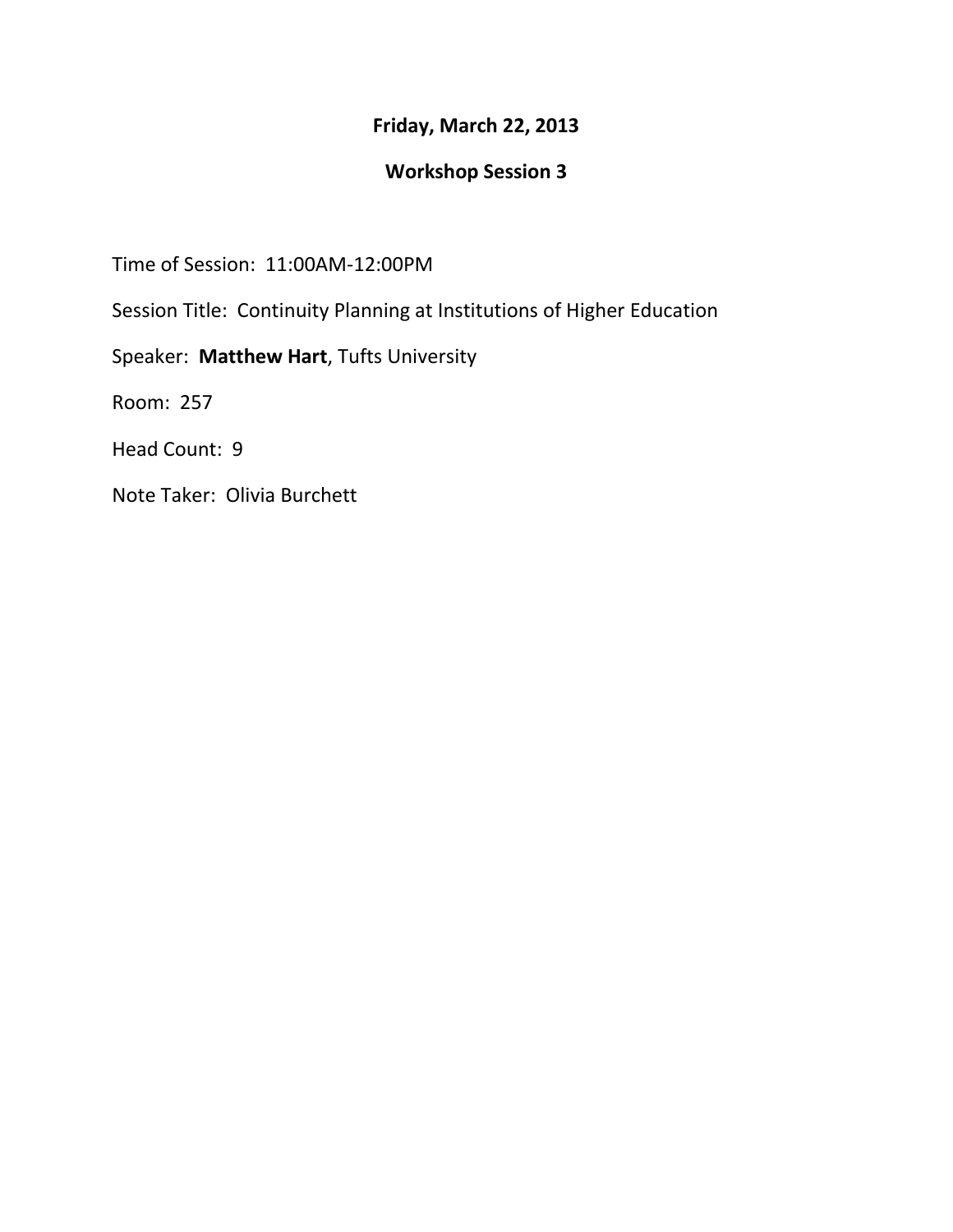**Friday, March 22, 2013**

**Workshop Session 3**

Time of Session: 11:00AM-12:00PM

Session Title: Continuity Planning at Institutions of Higher Education

Speaker: **Matthew Hart**, Tufts University

Room: 257

Head Count: 9

Note Taker: Olivia Burchett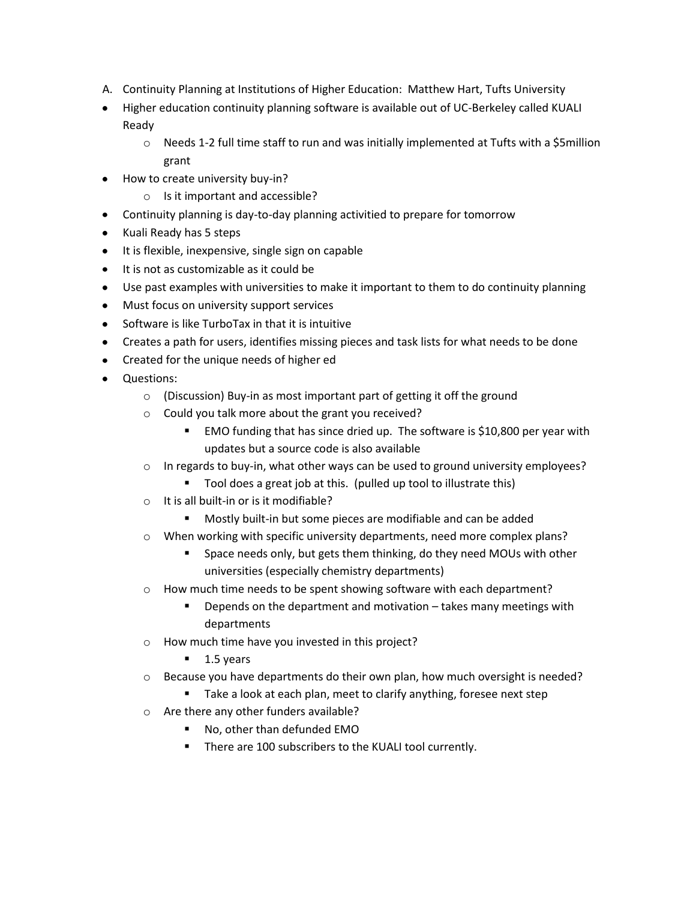A. Continuity Planning at Institutions of Higher Education: Matthew Hart, Tufts University

- Higher education continuity planning software is available out of UC-Berkeley called KUALI Ready
  - Needs 1-2 full time staff to run and was initially implemented at Tufts with a $5million grant
- How to create university buy-in?
  - Is it important and accessible?
- Continuity planning is day-to-day planning activitied to prepare for tomorrow
- Kuali Ready has 5 steps
- It is flexible, inexpensive, single sign on capable
- It is not as customizable as it could be
- Use past examples with universities to make it important to them to do continuity planning
- Must focus on university support services
- Software is like TurboTax in that it is intuitive
- Creates a path for users, identifies missing pieces and task lists for what needs to be done
- Created for the unique needs of higher ed
- Questions:
  - (Discussion) Buy-in as most important part of getting it off the ground
  - Could you talk more about the grant you received?
    - EMO funding that has since dried up. The software is $10,800 per year with updates but a source code is also available
  - In regards to buy-in, what other ways can be used to ground university employees?
    - Tool does a great job at this. (pulled up tool to illustrate this)
  - It is all built-in or is it modifiable?
    - Mostly built-in but some pieces are modifiable and can be added
  - When working with specific university departments, need more complex plans?
    - Space needs only, but gets them thinking, do they need MOUs with other universities (especially chemistry departments)
  - How much time needs to be spent showing software with each department?
    - Depends on the department and motivation – takes many meetings with departments
  - How much time have you invested in this project?
    - 1.5 years
  - Because you have departments do their own plan, how much oversight is needed?
    - Take a look at each plan, meet to clarify anything, foresee next step
  - Are there any other funders available?
    - No, other than defunded EMO
    - There are 100 subscribers to the KUALI tool currently.